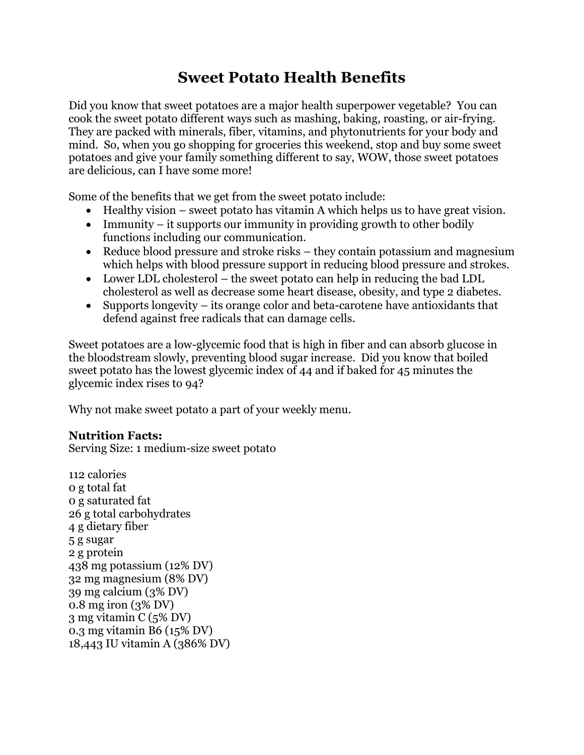# Sweet Potato Health Benefits

Did you know that sweet potatoes are a major health superpower vegetable? You can cook the sweet potato different ways such as mashing, baking, roasting, or air-frying. They are packed with minerals, fiber, vitamins, and phytonutrients for your body and mind. So, when you go shopping for groceries this weekend, stop and buy some sweet potatoes and give your family something different to say, WOW, those sweet potatoes are delicious, can I have some more!

Some of the benefits that we get from the sweet potato include:

- Healthy vision – sweet potato has vitamin A which helps us to have great vision.
- Immunity – it supports our immunity in providing growth to other bodily functions including our communication.
- Reduce blood pressure and stroke risks – they contain potassium and magnesium which helps with blood pressure support in reducing blood pressure and strokes.
- Lower LDL cholesterol – the sweet potato can help in reducing the bad LDL cholesterol as well as decrease some heart disease, obesity, and type 2 diabetes.
- Supports longevity – its orange color and beta-carotene have antioxidants that defend against free radicals that can damage cells.

Sweet potatoes are a low-glycemic food that is high in fiber and can absorb glucose in the bloodstream slowly, preventing blood sugar increase. Did you know that boiled sweet potato has the lowest glycemic index of 44 and if baked for 45 minutes the glycemic index rises to 94?

Why not make sweet potato a part of your weekly menu.

**Nutrition Facts:**
Serving Size: 1 medium-size sweet potato

112 calories
0 g total fat
0 g saturated fat
26 g total carbohydrates
4 g dietary fiber
5 g sugar
2 g protein
438 mg potassium (12% DV)
32 mg magnesium (8% DV)
39 mg calcium (3% DV)
0.8 mg iron (3% DV)
3 mg vitamin C (5% DV)
0.3 mg vitamin B6 (15% DV)
18,443 IU vitamin A (386% DV)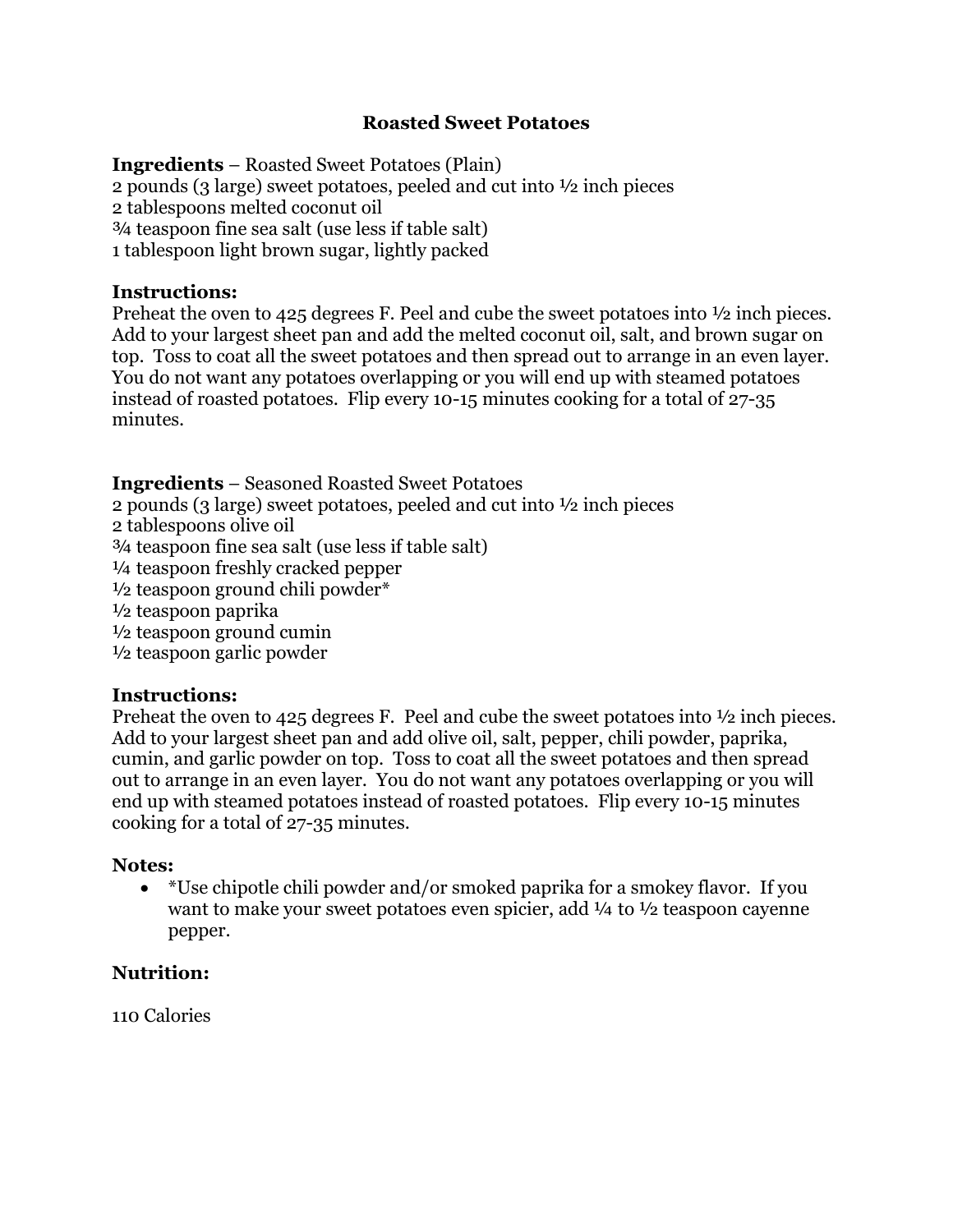# Roasted Sweet Potatoes

**Ingredients** – Roasted Sweet Potatoes (Plain)
2 pounds (3 large) sweet potatoes, peeled and cut into ½ inch pieces
2 tablespoons melted coconut oil
¾ teaspoon fine sea salt (use less if table salt)
1 tablespoon light brown sugar, lightly packed

**Instructions:**
Preheat the oven to 425 degrees F. Peel and cube the sweet potatoes into ½ inch pieces. Add to your largest sheet pan and add the melted coconut oil, salt, and brown sugar on top. Toss to coat all the sweet potatoes and then spread out to arrange in an even layer. You do not want any potatoes overlapping or you will end up with steamed potatoes instead of roasted potatoes. Flip every 10-15 minutes cooking for a total of 27-35 minutes.

**Ingredients** – Seasoned Roasted Sweet Potatoes
2 pounds (3 large) sweet potatoes, peeled and cut into ½ inch pieces
2 tablespoons olive oil
¾ teaspoon fine sea salt (use less if table salt)
¼ teaspoon freshly cracked pepper
½ teaspoon ground chili powder*
½ teaspoon paprika
½ teaspoon ground cumin
½ teaspoon garlic powder

**Instructions:**
Preheat the oven to 425 degrees F. Peel and cube the sweet potatoes into ½ inch pieces. Add to your largest sheet pan and add olive oil, salt, pepper, chili powder, paprika, cumin, and garlic powder on top. Toss to coat all the sweet potatoes and then spread out to arrange in an even layer. You do not want any potatoes overlapping or you will end up with steamed potatoes instead of roasted potatoes. Flip every 10-15 minutes cooking for a total of 27-35 minutes.

**Notes:**

- *Use chipotle chili powder and/or smoked paprika for a smokey flavor. If you want to make your sweet potatoes even spicier, add ¼ to ½ teaspoon cayenne pepper.

**Nutrition:**

110 Calories